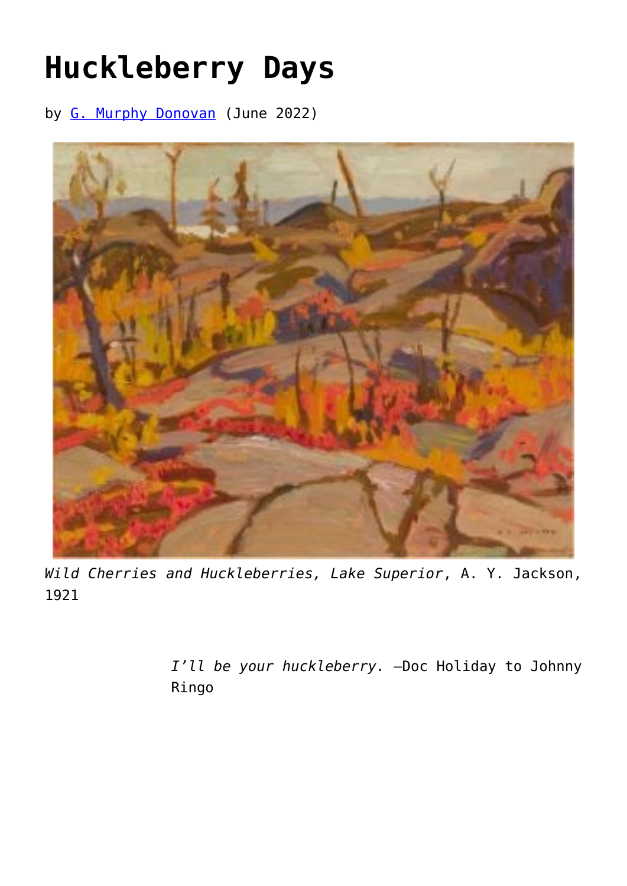# Huckleberry Days

by G. Murphy Donovan (June 2022)

*Wild Cherries and Huckleberries, Lake Superior*, A. Y. Jackson, 1921

> *I'll be your huckleberry.* —Doc Holiday to Johnny Ringo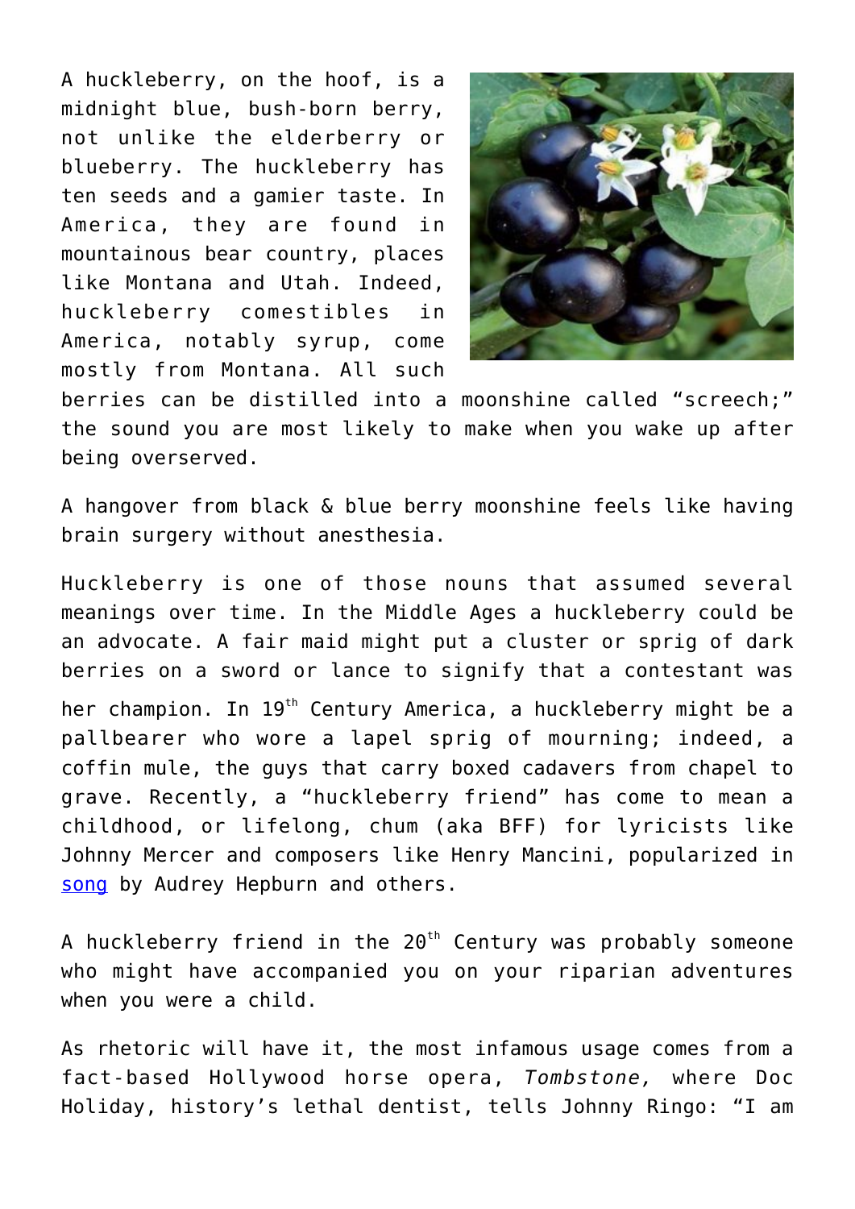A huckleberry, on the hoof, is a midnight blue, bush-born berry, not unlike the elderberry or blueberry. The huckleberry has ten seeds and a gamier taste. In America, they are found in mountainous bear country, places like Montana and Utah. Indeed, huckleberry comestibles in America, notably syrup, come mostly from Montana. All such berries can be distilled into a moonshine called "screech;" the sound you are most likely to make when you wake up after being overserved.

A hangover from black & blue berry moonshine feels like having brain surgery without anesthesia.

Huckleberry is one of those nouns that assumed several meanings over time. In the Middle Ages a huckleberry could be an advocate. A fair maid might put a cluster or sprig of dark berries on a sword or lance to signify that a contestant was her champion. In 19th Century America, a huckleberry might be a pallbearer who wore a lapel sprig of mourning; indeed, a coffin mule, the guys that carry boxed cadavers from chapel to grave. Recently, a "huckleberry friend" has come to mean a childhood, or lifelong, chum (aka BFF) for lyricists like Johnny Mercer and composers like Henry Mancini, popularized in song by Audrey Hepburn and others.

A huckleberry friend in the 20th Century was probably someone who might have accompanied you on your riparian adventures when you were a child.

As rhetoric will have it, the most infamous usage comes from a fact-based Hollywood horse opera, *Tombstone,* where Doc Holiday, history's lethal dentist, tells Johnny Ringo: "I am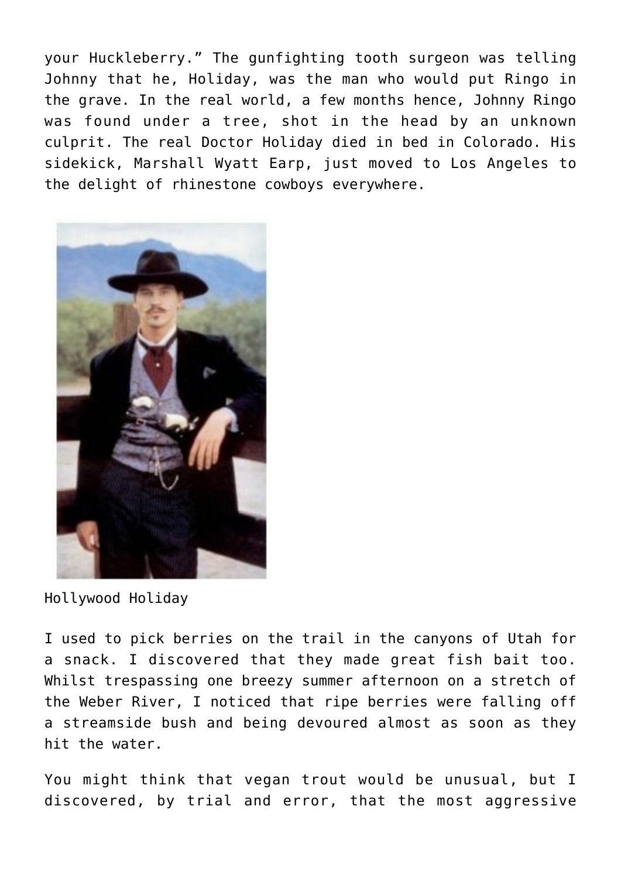your Huckleberry." The gunfighting tooth surgeon was telling Johnny that he, Holiday, was the man who would put Ringo in the grave. In the real world, a few months hence, Johnny Ringo was found under a tree, shot in the head by an unknown culprit. The real Doctor Holiday died in bed in Colorado. His sidekick, Marshall Wyatt Earp, just moved to Los Angeles to the delight of rhinestone cowboys everywhere.

Hollywood Holiday

I used to pick berries on the trail in the canyons of Utah for a snack. I discovered that they made great fish bait too. Whilst trespassing one breezy summer afternoon on a stretch of the Weber River, I noticed that ripe berries were falling off a streamside bush and being devoured almost as soon as they hit the water.

You might think that vegan trout would be unusual, but I discovered, by trial and error, that the most aggressive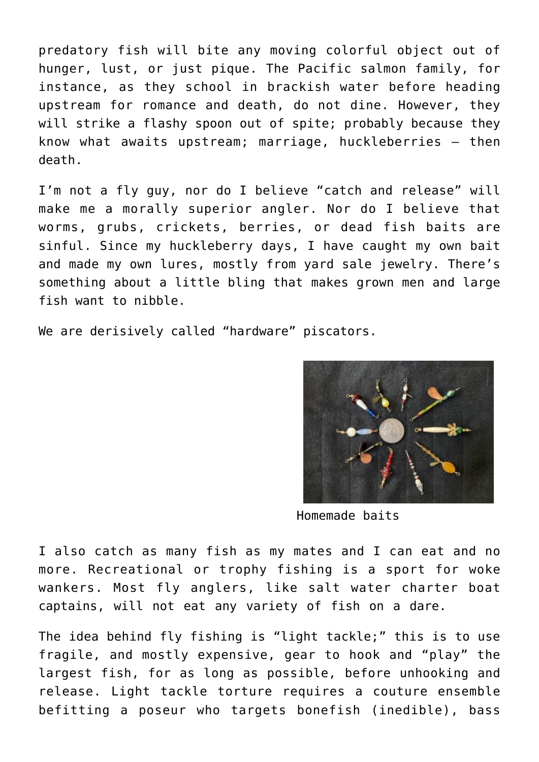predatory fish will bite any moving colorful object out of hunger, lust, or just pique. The Pacific salmon family, for instance, as they school in brackish water before heading upstream for romance and death, do not dine. However, they will strike a flashy spoon out of spite; probably because they know what awaits upstream; marriage, huckleberries – then death.

I'm not a fly guy, nor do I believe "catch and release" will make me a morally superior angler. Nor do I believe that worms, grubs, crickets, berries, or dead fish baits are sinful. Since my huckleberry days, I have caught my own bait and made my own lures, mostly from yard sale jewelry. There's something about a little bling that makes grown men and large fish want to nibble.

We are derisively called "hardware" piscators.

Homemade baits

I also catch as many fish as my mates and I can eat and no more. Recreational or trophy fishing is a sport for woke wankers. Most fly anglers, like salt water charter boat captains, will not eat any variety of fish on a dare.

The idea behind fly fishing is "light tackle;" this is to use fragile, and mostly expensive, gear to hook and "play" the largest fish, for as long as possible, before unhooking and release. Light tackle torture requires a couture ensemble befitting a poseur who targets bonefish (inedible), bass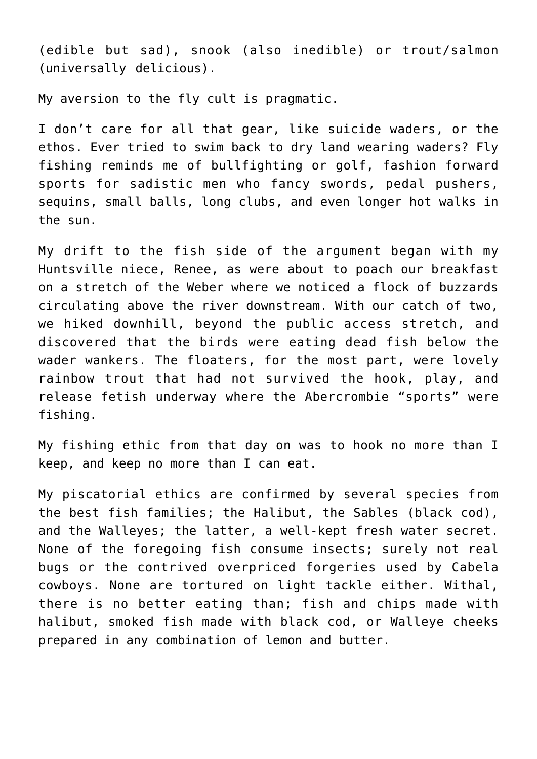(edible but sad), snook (also inedible) or trout/salmon (universally delicious).

My aversion to the fly cult is pragmatic.

I don't care for all that gear, like suicide waders, or the ethos. Ever tried to swim back to dry land wearing waders? Fly fishing reminds me of bullfighting or golf, fashion forward sports for sadistic men who fancy swords, pedal pushers, sequins, small balls, long clubs, and even longer hot walks in the sun.

My drift to the fish side of the argument began with my Huntsville niece, Renee, as were about to poach our breakfast on a stretch of the Weber where we noticed a flock of buzzards circulating above the river downstream. With our catch of two, we hiked downhill, beyond the public access stretch, and discovered that the birds were eating dead fish below the wader wankers. The floaters, for the most part, were lovely rainbow trout that had not survived the hook, play, and release fetish underway where the Abercrombie "sports" were fishing.

My fishing ethic from that day on was to hook no more than I keep, and keep no more than I can eat.

My piscatorial ethics are confirmed by several species from the best fish families; the Halibut, the Sables (black cod), and the Walleyes; the latter, a well-kept fresh water secret. None of the foregoing fish consume insects; surely not real bugs or the contrived overpriced forgeries used by Cabela cowboys. None are tortured on light tackle either. Withal, there is no better eating than; fish and chips made with halibut, smoked fish made with black cod, or Walleye cheeks prepared in any combination of lemon and butter.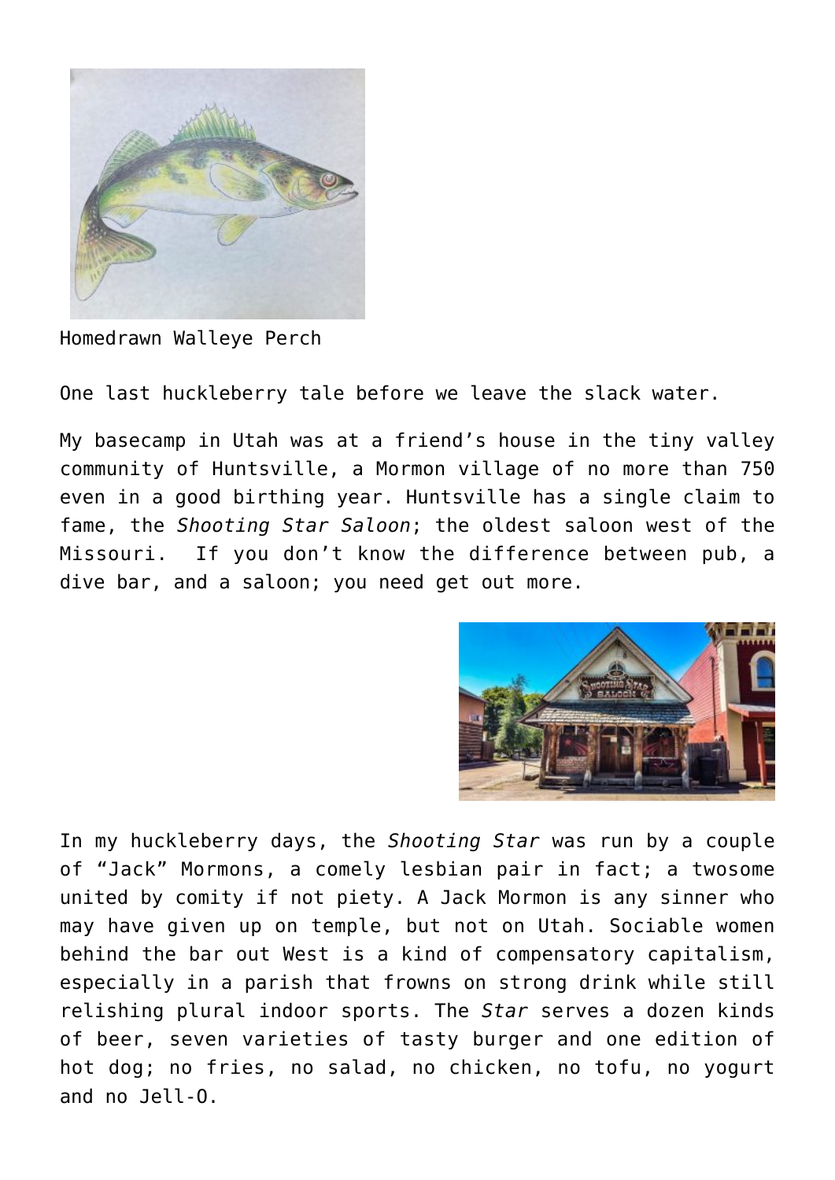Homedrawn Walleye Perch

One last huckleberry tale before we leave the slack water.

My basecamp in Utah was at a friend's house in the tiny valley community of Huntsville, a Mormon village of no more than 750 even in a good birthing year. Huntsville has a single claim to fame, the *Shooting Star Saloon*; the oldest saloon west of the Missouri. If you don't know the difference between pub, a dive bar, and a saloon; you need get out more.

In my huckleberry days, the *Shooting Star* was run by a couple of "Jack" Mormons, a comely lesbian pair in fact; a twosome united by comity if not piety. A Jack Mormon is any sinner who may have given up on temple, but not on Utah. Sociable women behind the bar out West is a kind of compensatory capitalism, especially in a parish that frowns on strong drink while still relishing plural indoor sports. The *Star* serves a dozen kinds of beer, seven varieties of tasty burger and one edition of hot dog; no fries, no salad, no chicken, no tofu, no yogurt and no Jell-O.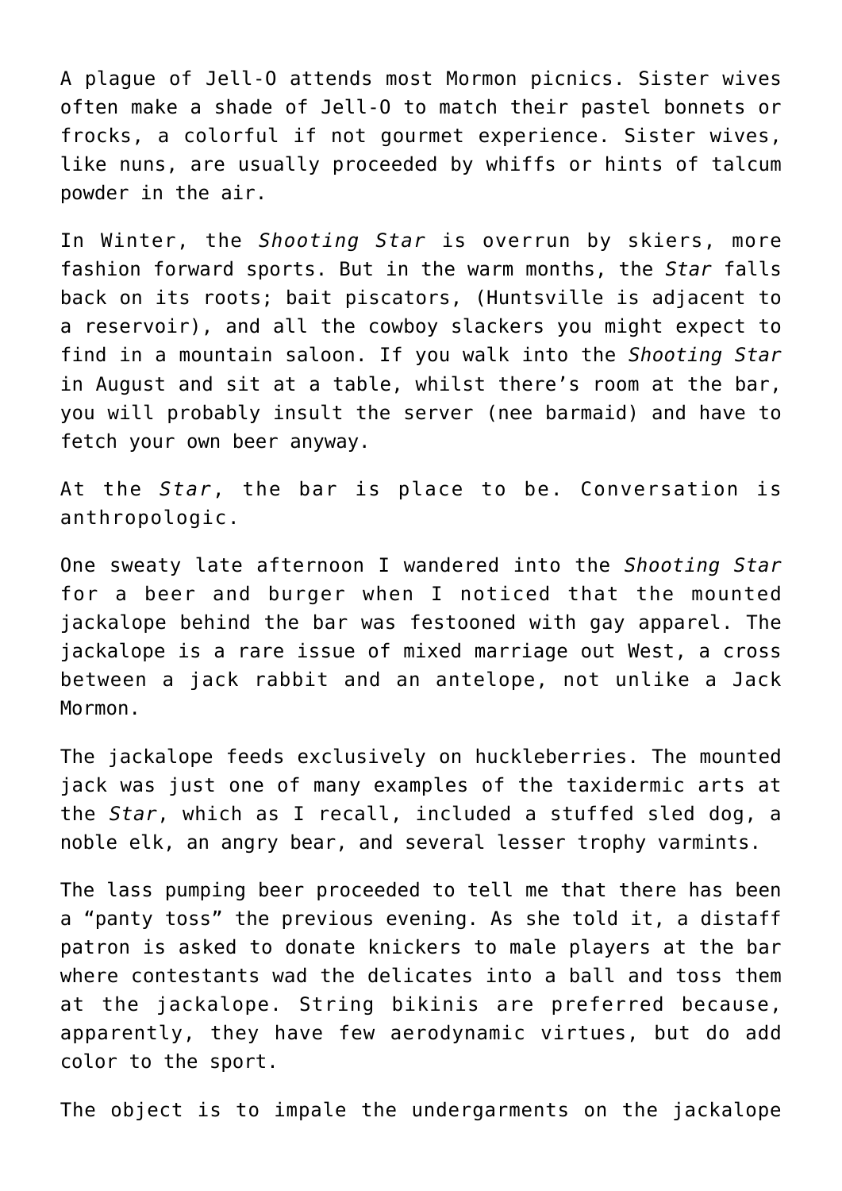A plague of Jell-O attends most Mormon picnics. Sister wives often make a shade of Jell-O to match their pastel bonnets or frocks, a colorful if not gourmet experience. Sister wives, like nuns, are usually proceeded by whiffs or hints of talcum powder in the air.

In Winter, the *Shooting Star* is overrun by skiers, more fashion forward sports. But in the warm months, the *Star* falls back on its roots; bait piscators, (Huntsville is adjacent to a reservoir), and all the cowboy slackers you might expect to find in a mountain saloon. If you walk into the *Shooting Star* in August and sit at a table, whilst there's room at the bar, you will probably insult the server (nee barmaid) and have to fetch your own beer anyway.

At the *Star*, the bar is place to be. Conversation is anthropologic.

One sweaty late afternoon I wandered into the *Shooting Star* for a beer and burger when I noticed that the mounted jackalope behind the bar was festooned with gay apparel. The jackalope is a rare issue of mixed marriage out West, a cross between a jack rabbit and an antelope, not unlike a Jack Mormon.

The jackalope feeds exclusively on huckleberries. The mounted jack was just one of many examples of the taxidermic arts at the *Star*, which as I recall, included a stuffed sled dog, a noble elk, an angry bear, and several lesser trophy varmints.

The lass pumping beer proceeded to tell me that there has been a "panty toss" the previous evening. As she told it, a distaff patron is asked to donate knickers to male players at the bar where contestants wad the delicates into a ball and toss them at the jackalope. String bikinis are preferred because, apparently, they have few aerodynamic virtues, but do add color to the sport.

The object is to impale the undergarments on the jackalope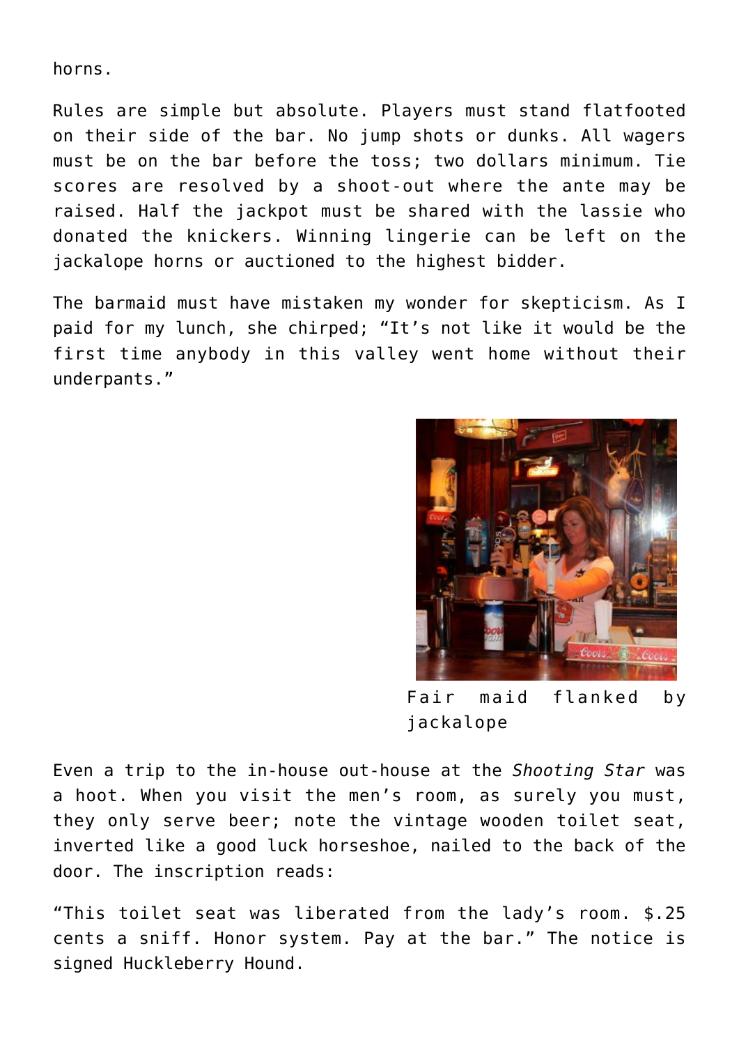horns.

Rules are simple but absolute. Players must stand flatfooted on their side of the bar. No jump shots or dunks. All wagers must be on the bar before the toss; two dollars minimum. Tie scores are resolved by a shoot-out where the ante may be raised. Half the jackpot must be shared with the lassie who donated the knickers. Winning lingerie can be left on the jackalope horns or auctioned to the highest bidder.

The barmaid must have mistaken my wonder for skepticism. As I paid for my lunch, she chirped; “It’s not like it would be the first time anybody in this valley went home without their underpants.”

Fair maid flanked by jackalope

Even a trip to the in-house out-house at the *Shooting Star* was a hoot. When you visit the men’s room, as surely you must, they only serve beer; note the vintage wooden toilet seat, inverted like a good luck horseshoe, nailed to the back of the door. The inscription reads:

“This toilet seat was liberated from the lady’s room. $.25 cents a sniff. Honor system. Pay at the bar.” The notice is signed Huckleberry Hound.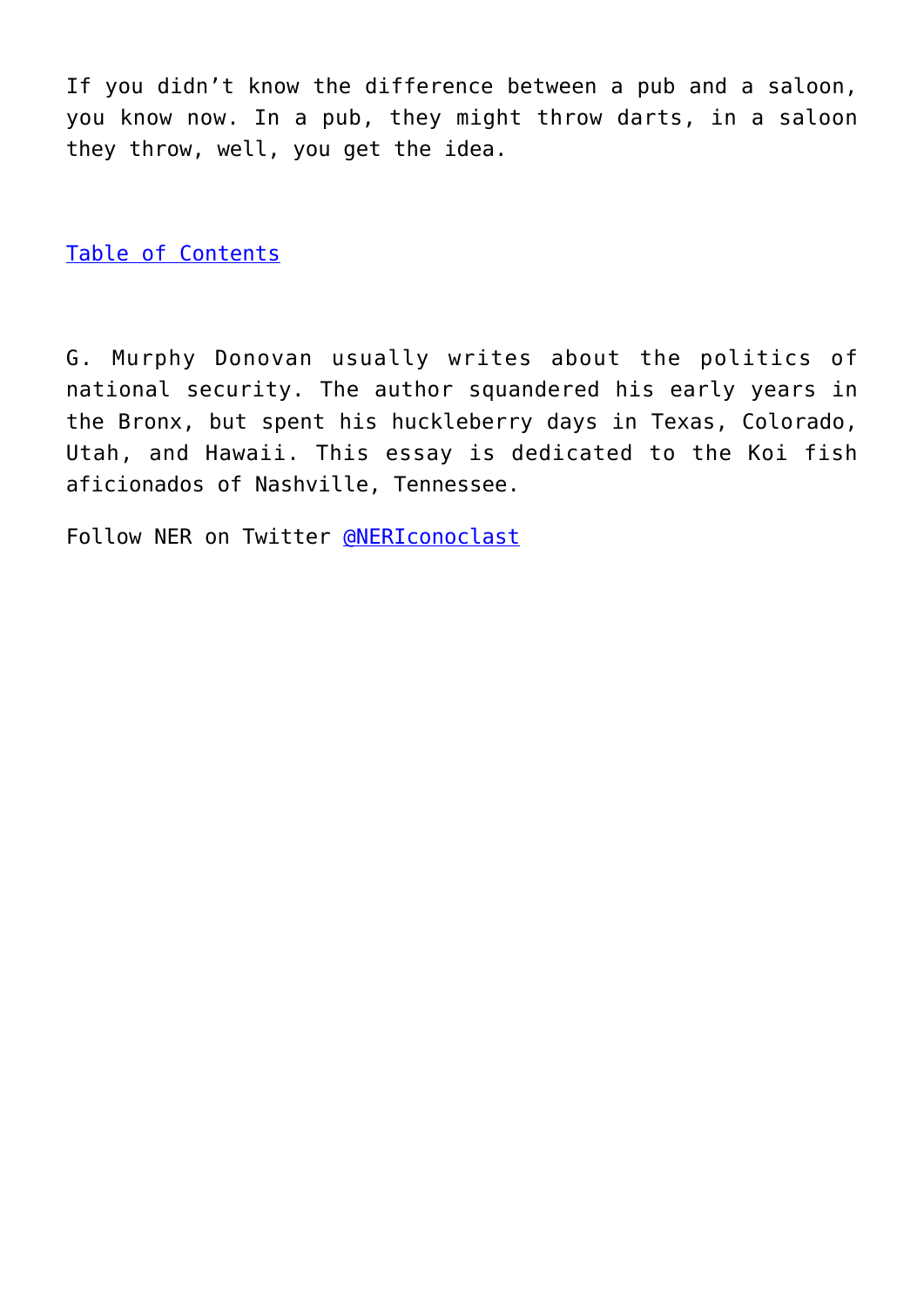If you didn’t know the difference between a pub and a saloon, you know now. In a pub, they might throw darts, in a saloon they throw, well, you get the idea.

[Table of Contents]

G. Murphy Donovan usually writes about the politics of national security. The author squandered his early years in the Bronx, but spent his huckleberry days in Texas, Colorado, Utah, and Hawaii. This essay is dedicated to the Koi fish aficionados of Nashville, Tennessee.

Follow NER on Twitter [@NERIconoclast]